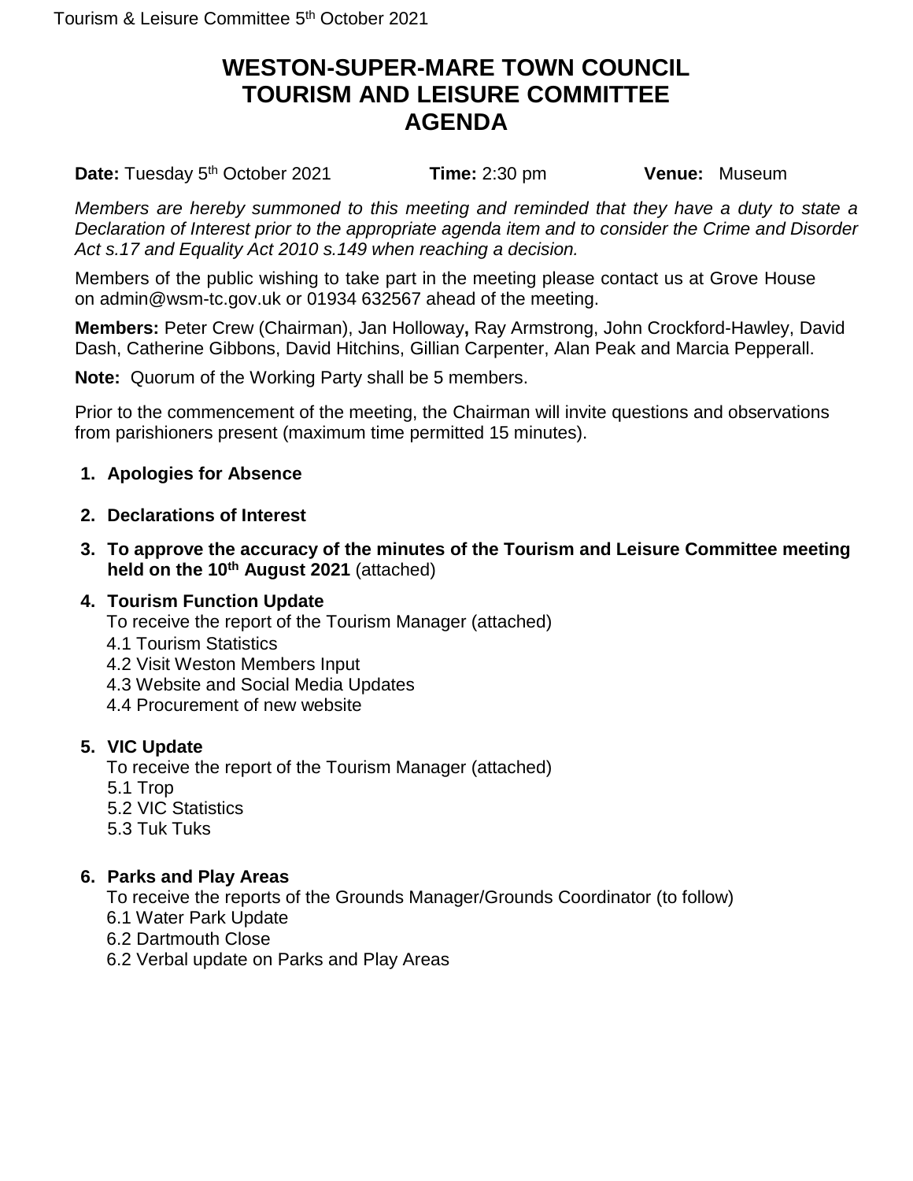# WESTON-SUPER-MARE TOWN COUNCIL
# TOURISM AND LEISURE COMMITTEE
# AGENDA

**Date:** Tuesday 5th October 2021 **Time:** 2:30 pm **Venue:** Museum

*Members are hereby summoned to this meeting and reminded that they have a duty to state a Declaration of Interest prior to the appropriate agenda item and to consider the Crime and Disorder Act s.17 and Equality Act 2010 s.149 when reaching a decision.*

Members of the public wishing to take part in the meeting please contact us at Grove House on admin@wsm-tc.gov.uk or 01934 632567 ahead of the meeting.

**Members:** Peter Crew (Chairman), Jan Holloway**,** Ray Armstrong, John Crockford-Hawley, David Dash, Catherine Gibbons, David Hitchins, Gillian Carpenter, Alan Peak and Marcia Pepperall.

**Note:** Quorum of the Working Party shall be 5 members.

Prior to the commencement of the meeting, the Chairman will invite questions and observations from parishioners present (maximum time permitted 15 minutes).

1. **Apologies for Absence**

2. **Declarations of Interest**

3. **To approve the accuracy of the minutes of the Tourism and Leisure Committee meeting held on the 10th August 2021** (attached)

4. **Tourism Function Update**
   To receive the report of the Tourism Manager (attached)
   4.1 Tourism Statistics
   4.2 Visit Weston Members Input
   4.3 Website and Social Media Updates
   4.4 Procurement of new website

5. **VIC Update**
   To receive the report of the Tourism Manager (attached)
   5.1 Trop
   5.2 VIC Statistics
   5.3 Tuk Tuks

6. **Parks and Play Areas**
   To receive the reports of the Grounds Manager/Grounds Coordinator (to follow)
   6.1 Water Park Update
   6.2 Dartmouth Close
   6.2 Verbal update on Parks and Play Areas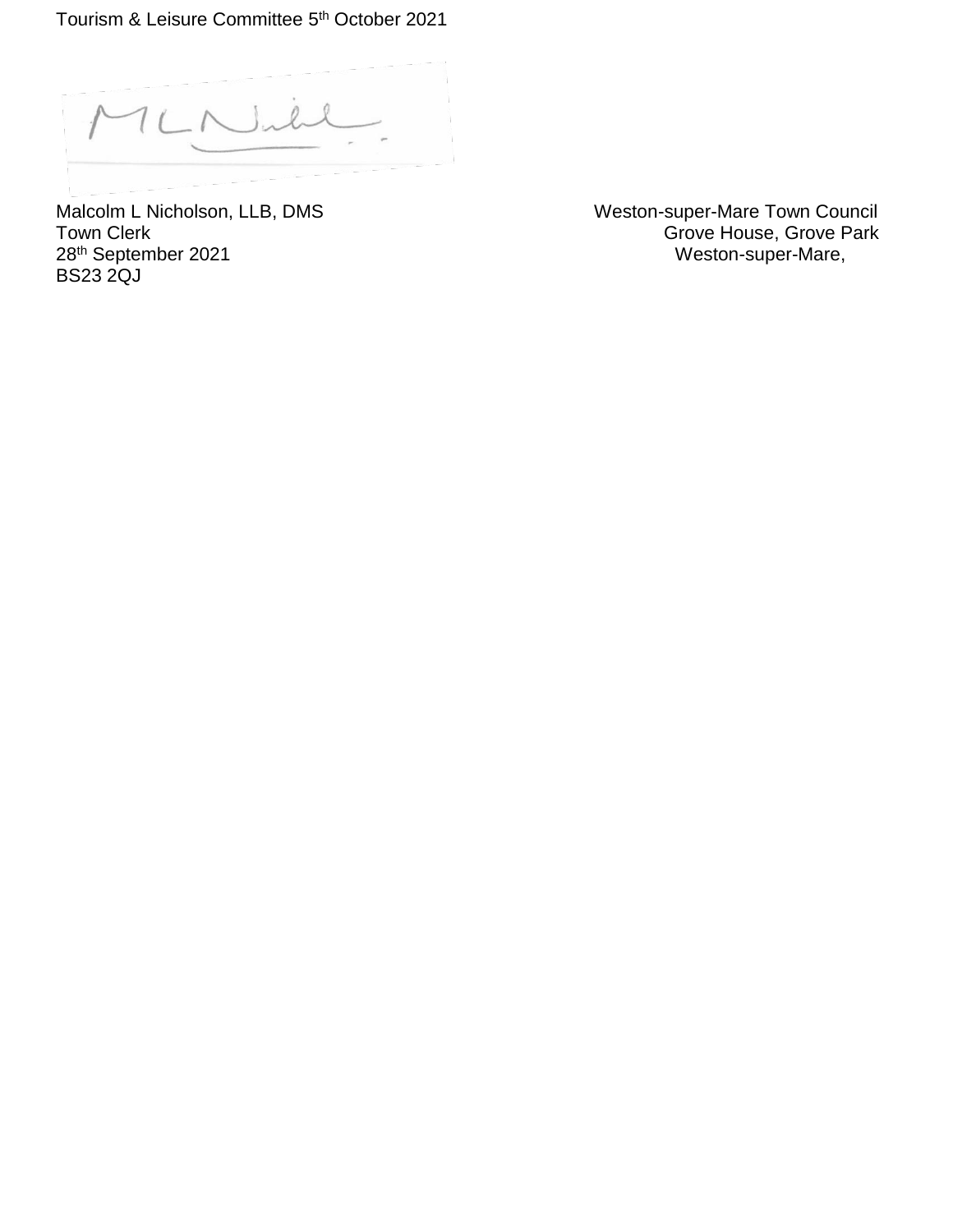Malcolm L Nicholson, LLB, DMS
Town Clerk
28th September 2021

Weston-super-Mare Town Council
Grove House, Grove Park
Weston-super-Mare,
BS23 2QJ